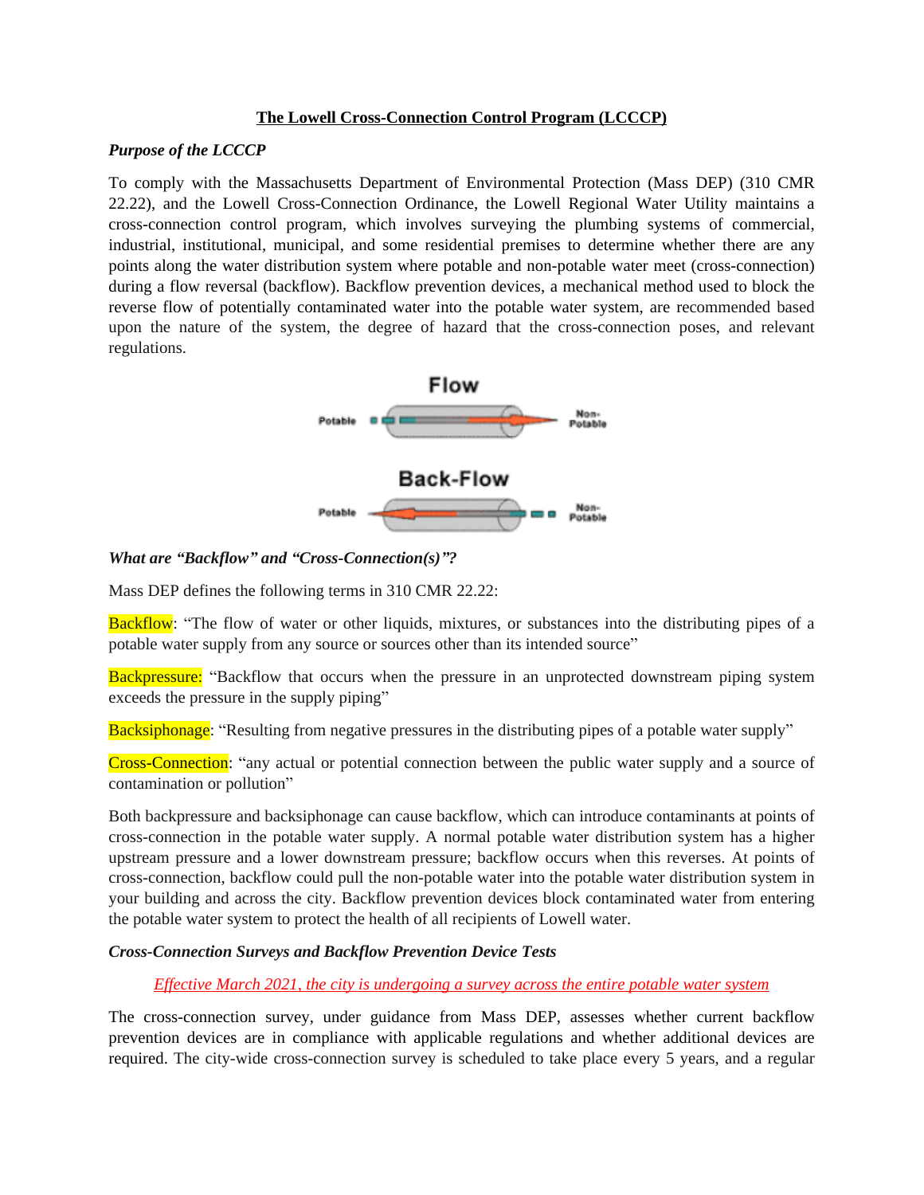# The Lowell Cross-Connection Control Program (LCCCP)

### *Purpose of the LCCCP*

To comply with the Massachusetts Department of Environmental Protection (Mass DEP) (310 CMR 22.22), and the Lowell Cross-Connection Ordinance, the Lowell Regional Water Utility maintains a cross-connection control program, which involves surveying the plumbing systems of commercial, industrial, institutional, municipal, and some residential premises to determine whether there are any points along the water distribution system where potable and non-potable water meet (cross-connection) during a flow reversal (backflow). Backflow prevention devices, a mechanical method used to block the reverse flow of potentially contaminated water into the potable water system, are recommended based upon the nature of the system, the degree of hazard that the cross-connection poses, and relevant regulations.

Flow

Potable → Non-Potable

Back-Flow

Potable ← Non-Potable

### *What are "Backflow" and "Cross-Connection(s)"?*

Mass DEP defines the following terms in 310 CMR 22.22:

Backflow: "The flow of water or other liquids, mixtures, or substances into the distributing pipes of a potable water supply from any source or sources other than its intended source"

Backpressure: "Backflow that occurs when the pressure in an unprotected downstream piping system exceeds the pressure in the supply piping"

Backsiphonage: "Resulting from negative pressures in the distributing pipes of a potable water supply"

Cross-Connection: "any actual or potential connection between the public water supply and a source of contamination or pollution"

Both backpressure and backsiphonage can cause backflow, which can introduce contaminants at points of cross-connection in the potable water supply. A normal potable water distribution system has a higher upstream pressure and a lower downstream pressure; backflow occurs when this reverses. At points of cross-connection, backflow could pull the non-potable water into the potable water distribution system in your building and across the city. Backflow prevention devices block contaminated water from entering the potable water system to protect the health of all recipients of Lowell water.

### *Cross-Connection Surveys and Backflow Prevention Device Tests*

*Effective March 2021, the city is undergoing a survey across the entire potable water system*

The cross-connection survey, under guidance from Mass DEP, assesses whether current backflow prevention devices are in compliance with applicable regulations and whether additional devices are required. The city-wide cross-connection survey is scheduled to take place every 5 years, and a regular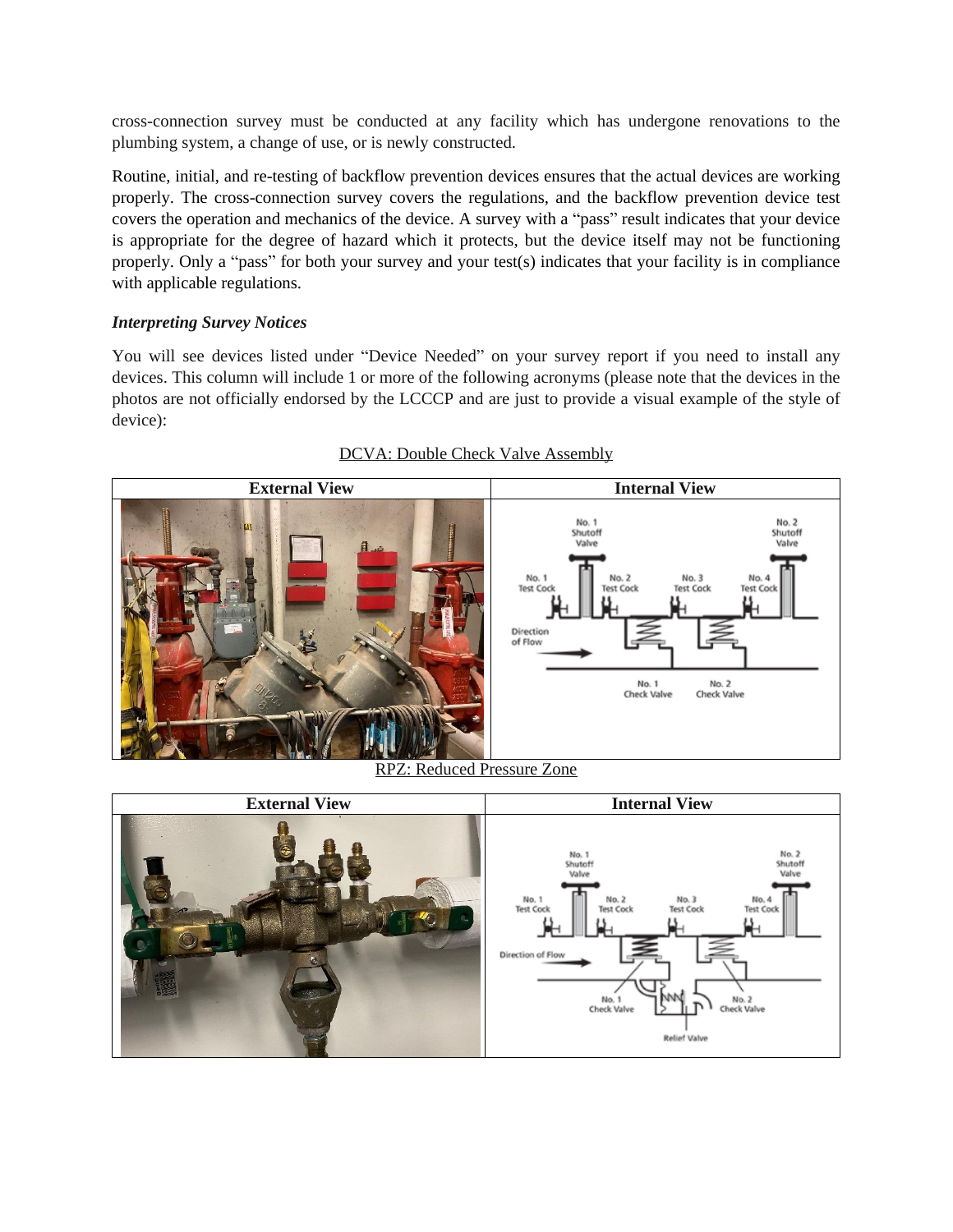cross-connection survey must be conducted at any facility which has undergone renovations to the plumbing system, a change of use, or is newly constructed.

Routine, initial, and re-testing of backflow prevention devices ensures that the actual devices are working properly. The cross-connection survey covers the regulations, and the backflow prevention device test covers the operation and mechanics of the device. A survey with a "pass" result indicates that your device is appropriate for the degree of hazard which it protects, but the device itself may not be functioning properly. Only a "pass" for both your survey and your test(s) indicates that your facility is in compliance with applicable regulations.

### *Interpreting Survey Notices*

You will see devices listed under "Device Needed" on your survey report if you need to install any devices. This column will include 1 or more of the following acronyms (please note that the devices in the photos are not officially endorsed by the LCCCP and are just to provide a visual example of the style of device):

DCVA: Double Check Valve Assembly

| External View | Internal View |
|---|---|
| | No. 1 Shutoff Valve, No. 2 Shutoff Valve, No. 1 Test Cock, No. 2 Test Cock, No. 3 Test Cock, No. 4 Test Cock, Direction of Flow, No. 1 Check Valve, No. 2 Check Valve |

RPZ: Reduced Pressure Zone

| External View | Internal View |
|---|---|
| | No. 1 Shutoff Valve, No. 2 Shutoff Valve, No. 1 Test Cock, No. 2 Test Cock, No. 3 Test Cock, No. 4 Test Cock, Direction of Flow, No. 1 Check Valve, No. 2 Check Valve, Relief Valve |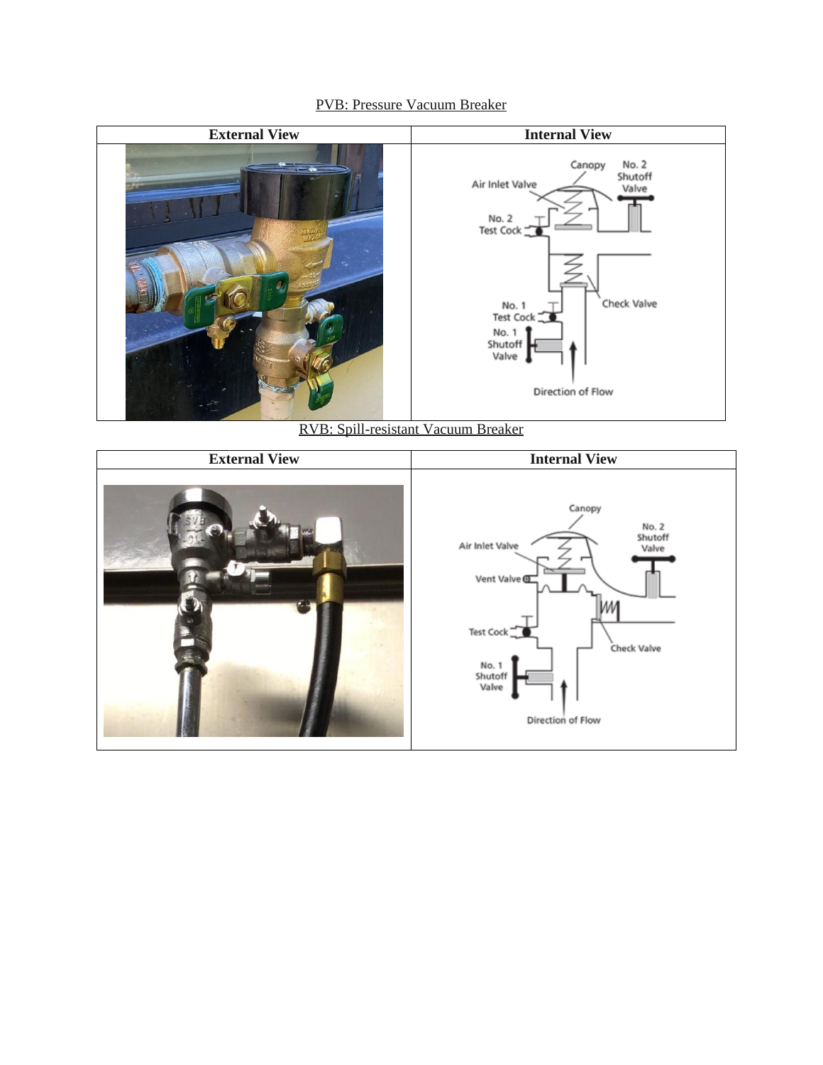PVB: Pressure Vacuum Breaker

| External View | Internal View |
| --- | --- |
| | |

RVB: Spill-resistant Vacuum Breaker

| External View | Internal View |
| --- | --- |
| | |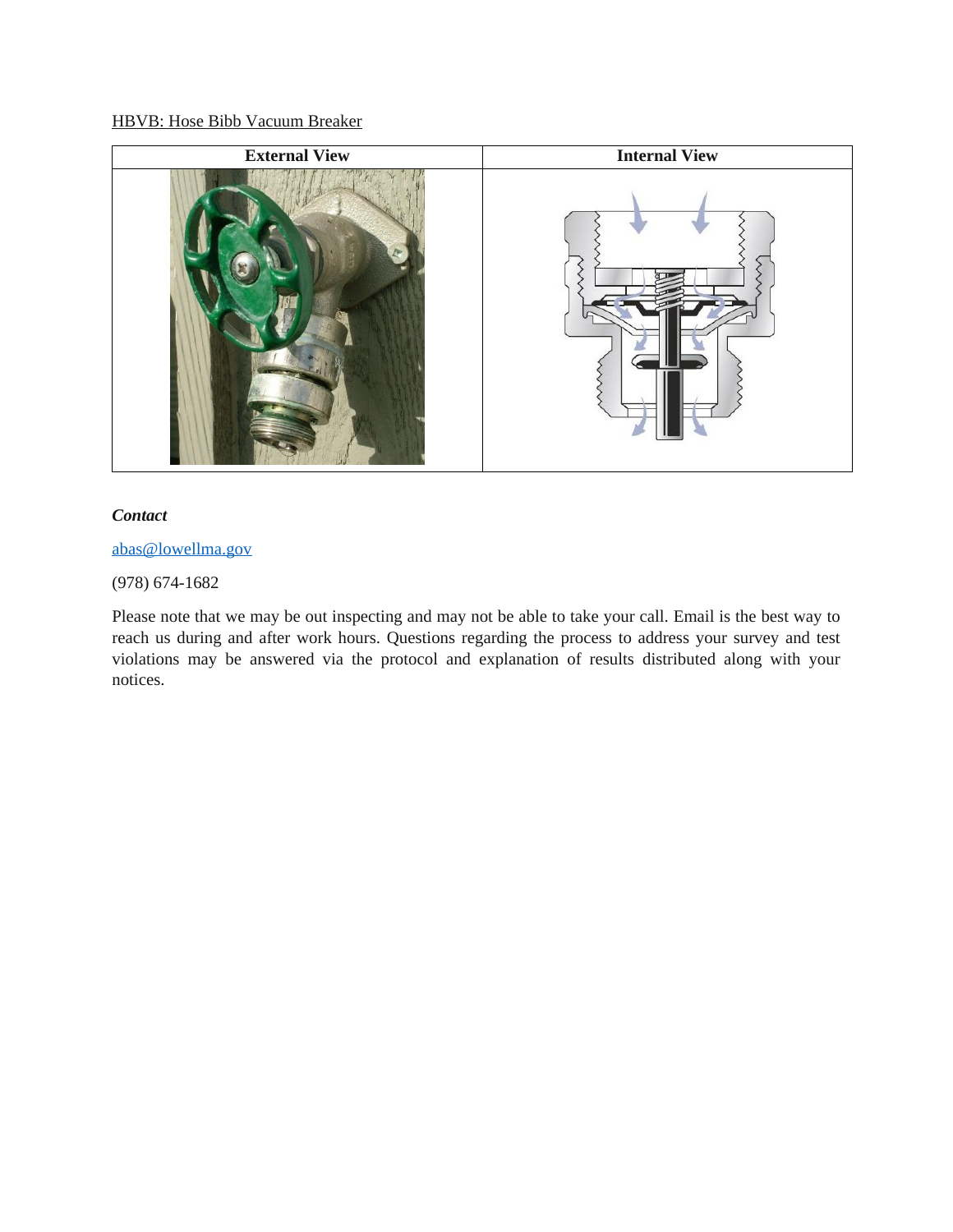HBVB: Hose Bibb Vacuum Breaker

| External View | Internal View |
|---|---|
| | |

***Contact***

[abas@lowellma.gov](mailto:abas@lowellma.gov)

(978) 674-1682

Please note that we may be out inspecting and may not be able to take your call. Email is the best way to reach us during and after work hours. Questions regarding the process to address your survey and test violations may be answered via the protocol and explanation of results distributed along with your notices.